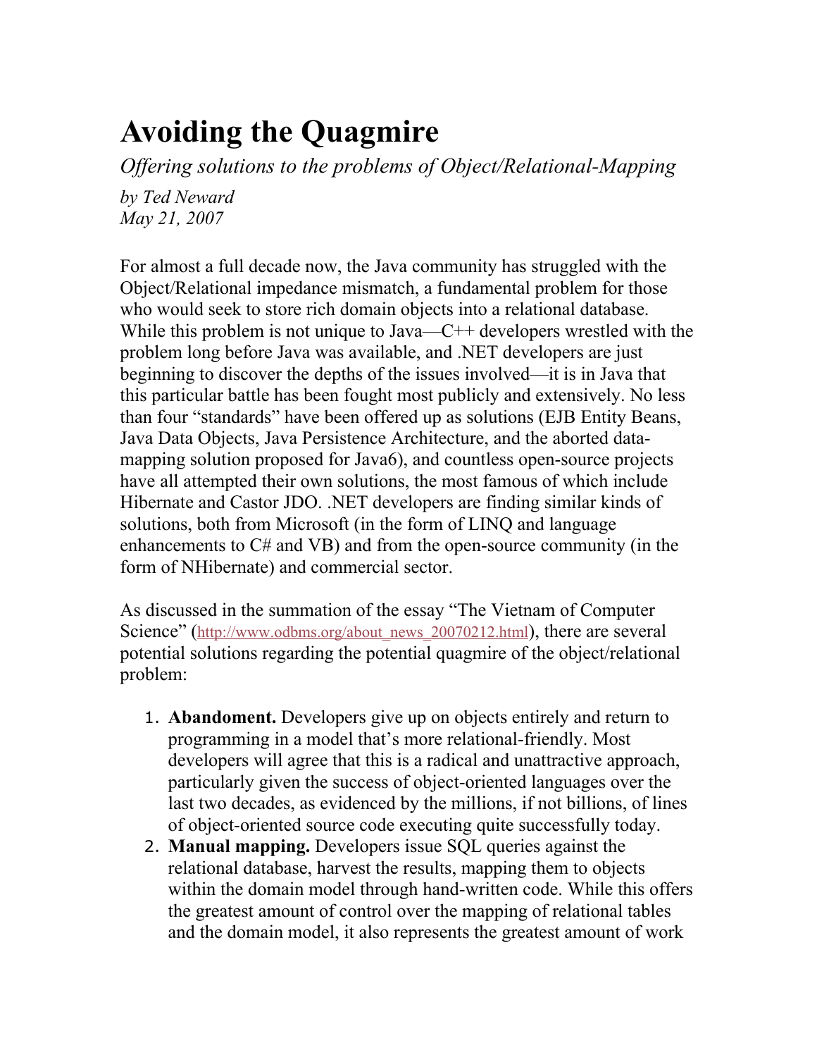# Avoiding the Quagmire

*Offering solutions to the problems of Object/Relational-Mapping*

*by Ted Neward*
*May 21, 2007*

For almost a full decade now, the Java community has struggled with the Object/Relational impedance mismatch, a fundamental problem for those who would seek to store rich domain objects into a relational database. While this problem is not unique to Java—C++ developers wrestled with the problem long before Java was available, and .NET developers are just beginning to discover the depths of the issues involved—it is in Java that this particular battle has been fought most publicly and extensively. No less than four "standards" have been offered up as solutions (EJB Entity Beans, Java Data Objects, Java Persistence Architecture, and the aborted data-mapping solution proposed for Java6), and countless open-source projects have all attempted their own solutions, the most famous of which include Hibernate and Castor JDO. .NET developers are finding similar kinds of solutions, both from Microsoft (in the form of LINQ and language enhancements to C# and VB) and from the open-source community (in the form of NHibernate) and commercial sector.

As discussed in the summation of the essay "The Vietnam of Computer Science" (http://www.odbms.org/about_news_20070212.html), there are several potential solutions regarding the potential quagmire of the object/relational problem:

1. **Abandoment.** Developers give up on objects entirely and return to programming in a model that's more relational-friendly. Most developers will agree that this is a radical and unattractive approach, particularly given the success of object-oriented languages over the last two decades, as evidenced by the millions, if not billions, of lines of object-oriented source code executing quite successfully today.
2. **Manual mapping.** Developers issue SQL queries against the relational database, harvest the results, mapping them to objects within the domain model through hand-written code. While this offers the greatest amount of control over the mapping of relational tables and the domain model, it also represents the greatest amount of work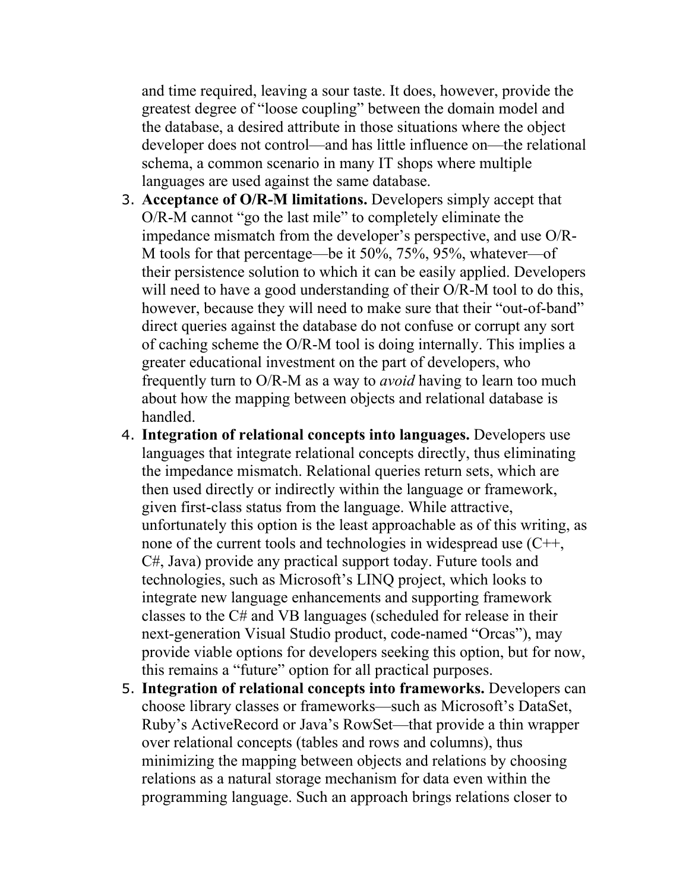and time required, leaving a sour taste. It does, however, provide the greatest degree of "loose coupling" between the domain model and the database, a desired attribute in those situations where the object developer does not control—and has little influence on—the relational schema, a common scenario in many IT shops where multiple languages are used against the same database.

3. **Acceptance of O/R-M limitations.** Developers simply accept that O/R-M cannot "go the last mile" to completely eliminate the impedance mismatch from the developer's perspective, and use O/R-M tools for that percentage—be it 50%, 75%, 95%, whatever—of their persistence solution to which it can be easily applied. Developers will need to have a good understanding of their O/R-M tool to do this, however, because they will need to make sure that their "out-of-band" direct queries against the database do not confuse or corrupt any sort of caching scheme the O/R-M tool is doing internally. This implies a greater educational investment on the part of developers, who frequently turn to O/R-M as a way to *avoid* having to learn too much about how the mapping between objects and relational database is handled.
4. **Integration of relational concepts into languages.** Developers use languages that integrate relational concepts directly, thus eliminating the impedance mismatch. Relational queries return sets, which are then used directly or indirectly within the language or framework, given first-class status from the language. While attractive, unfortunately this option is the least approachable as of this writing, as none of the current tools and technologies in widespread use (C++, C#, Java) provide any practical support today. Future tools and technologies, such as Microsoft's LINQ project, which looks to integrate new language enhancements and supporting framework classes to the C# and VB languages (scheduled for release in their next-generation Visual Studio product, code-named "Orcas"), may provide viable options for developers seeking this option, but for now, this remains a "future" option for all practical purposes.
5. **Integration of relational concepts into frameworks.** Developers can choose library classes or frameworks—such as Microsoft's DataSet, Ruby's ActiveRecord or Java's RowSet—that provide a thin wrapper over relational concepts (tables and rows and columns), thus minimizing the mapping between objects and relations by choosing relations as a natural storage mechanism for data even within the programming language. Such an approach brings relations closer to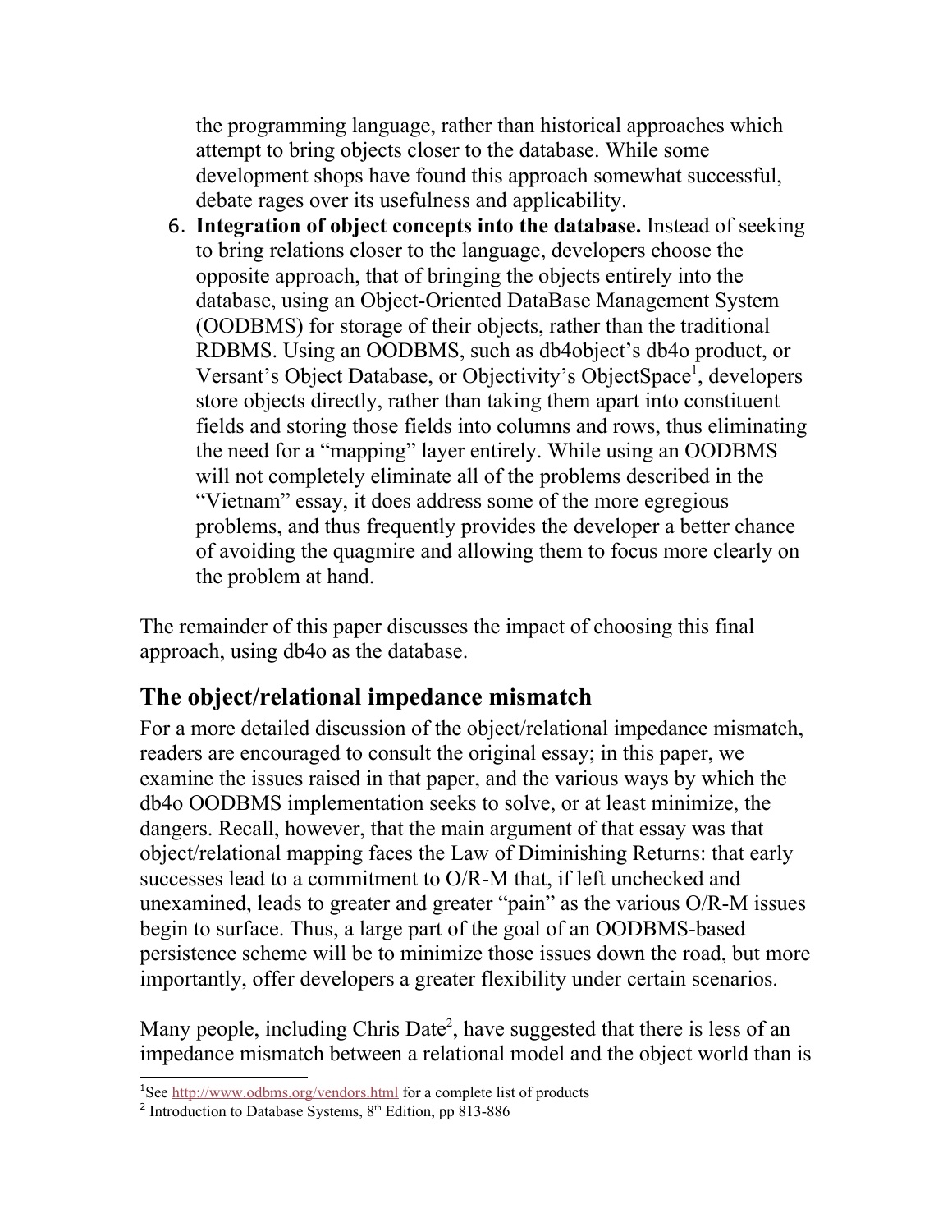the programming language, rather than historical approaches which attempt to bring objects closer to the database. While some development shops have found this approach somewhat successful, debate rages over its usefulness and applicability.

6. **Integration of object concepts into the database.** Instead of seeking to bring relations closer to the language, developers choose the opposite approach, that of bringing the objects entirely into the database, using an Object-Oriented DataBase Management System (OODBMS) for storage of their objects, rather than the traditional RDBMS. Using an OODBMS, such as db4object's db4o product, or Versant's Object Database, or Objectivity's ObjectSpace[1], developers store objects directly, rather than taking them apart into constituent fields and storing those fields into columns and rows, thus eliminating the need for a "mapping" layer entirely. While using an OODBMS will not completely eliminate all of the problems described in the "Vietnam" essay, it does address some of the more egregious problems, and thus frequently provides the developer a better chance of avoiding the quagmire and allowing them to focus more clearly on the problem at hand.

The remainder of this paper discusses the impact of choosing this final approach, using db4o as the database.

## The object/relational impedance mismatch

For a more detailed discussion of the object/relational impedance mismatch, readers are encouraged to consult the original essay; in this paper, we examine the issues raised in that paper, and the various ways by which the db4o OODBMS implementation seeks to solve, or at least minimize, the dangers. Recall, however, that the main argument of that essay was that object/relational mapping faces the Law of Diminishing Returns: that early successes lead to a commitment to O/R-M that, if left unchecked and unexamined, leads to greater and greater "pain" as the various O/R-M issues begin to surface. Thus, a large part of the goal of an OODBMS-based persistence scheme will be to minimize those issues down the road, but more importantly, offer developers a greater flexibility under certain scenarios.

Many people, including Chris Date[2], have suggested that there is less of an impedance mismatch between a relational model and the object world than is

[1] See http://www.odbms.org/vendors.html for a complete list of products

[2] Introduction to Database Systems, 8th Edition, pp 813-886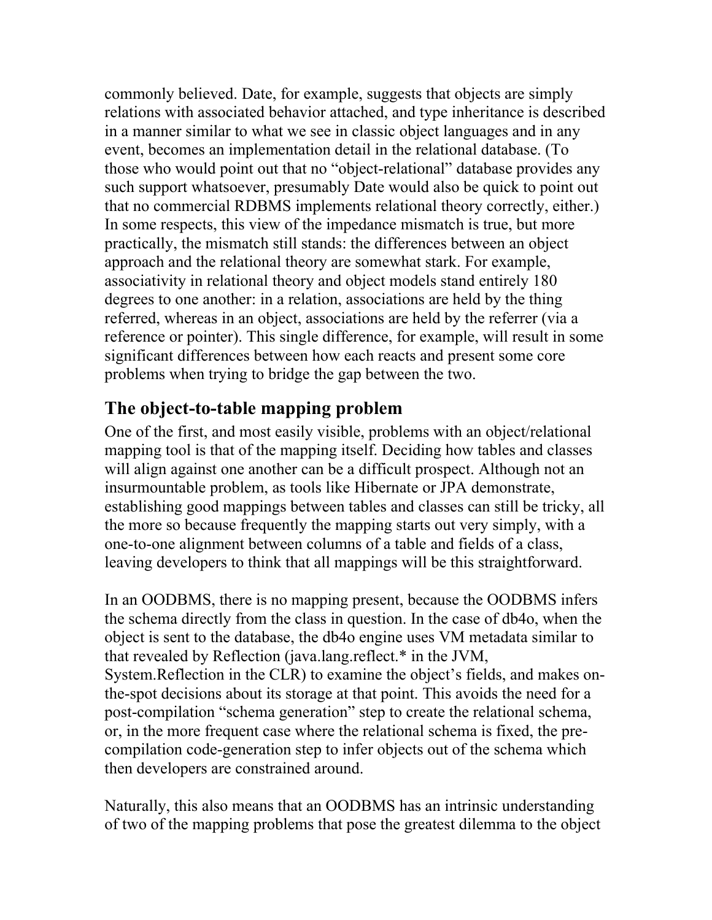commonly believed. Date, for example, suggests that objects are simply relations with associated behavior attached, and type inheritance is described in a manner similar to what we see in classic object languages and in any event, becomes an implementation detail in the relational database. (To those who would point out that no "object-relational" database provides any such support whatsoever, presumably Date would also be quick to point out that no commercial RDBMS implements relational theory correctly, either.) In some respects, this view of the impedance mismatch is true, but more practically, the mismatch still stands: the differences between an object approach and the relational theory are somewhat stark. For example, associativity in relational theory and object models stand entirely 180 degrees to one another: in a relation, associations are held by the thing referred, whereas in an object, associations are held by the referrer (via a reference or pointer). This single difference, for example, will result in some significant differences between how each reacts and present some core problems when trying to bridge the gap between the two.

## The object-to-table mapping problem

One of the first, and most easily visible, problems with an object/relational mapping tool is that of the mapping itself. Deciding how tables and classes will align against one another can be a difficult prospect. Although not an insurmountable problem, as tools like Hibernate or JPA demonstrate, establishing good mappings between tables and classes can still be tricky, all the more so because frequently the mapping starts out very simply, with a one-to-one alignment between columns of a table and fields of a class, leaving developers to think that all mappings will be this straightforward.

In an OODBMS, there is no mapping present, because the OODBMS infers the schema directly from the class in question. In the case of db4o, when the object is sent to the database, the db4o engine uses VM metadata similar to that revealed by Reflection (java.lang.reflect.* in the JVM, System.Reflection in the CLR) to examine the object's fields, and makes on-the-spot decisions about its storage at that point. This avoids the need for a post-compilation "schema generation" step to create the relational schema, or, in the more frequent case where the relational schema is fixed, the pre-compilation code-generation step to infer objects out of the schema which then developers are constrained around.

Naturally, this also means that an OODBMS has an intrinsic understanding of two of the mapping problems that pose the greatest dilemma to the object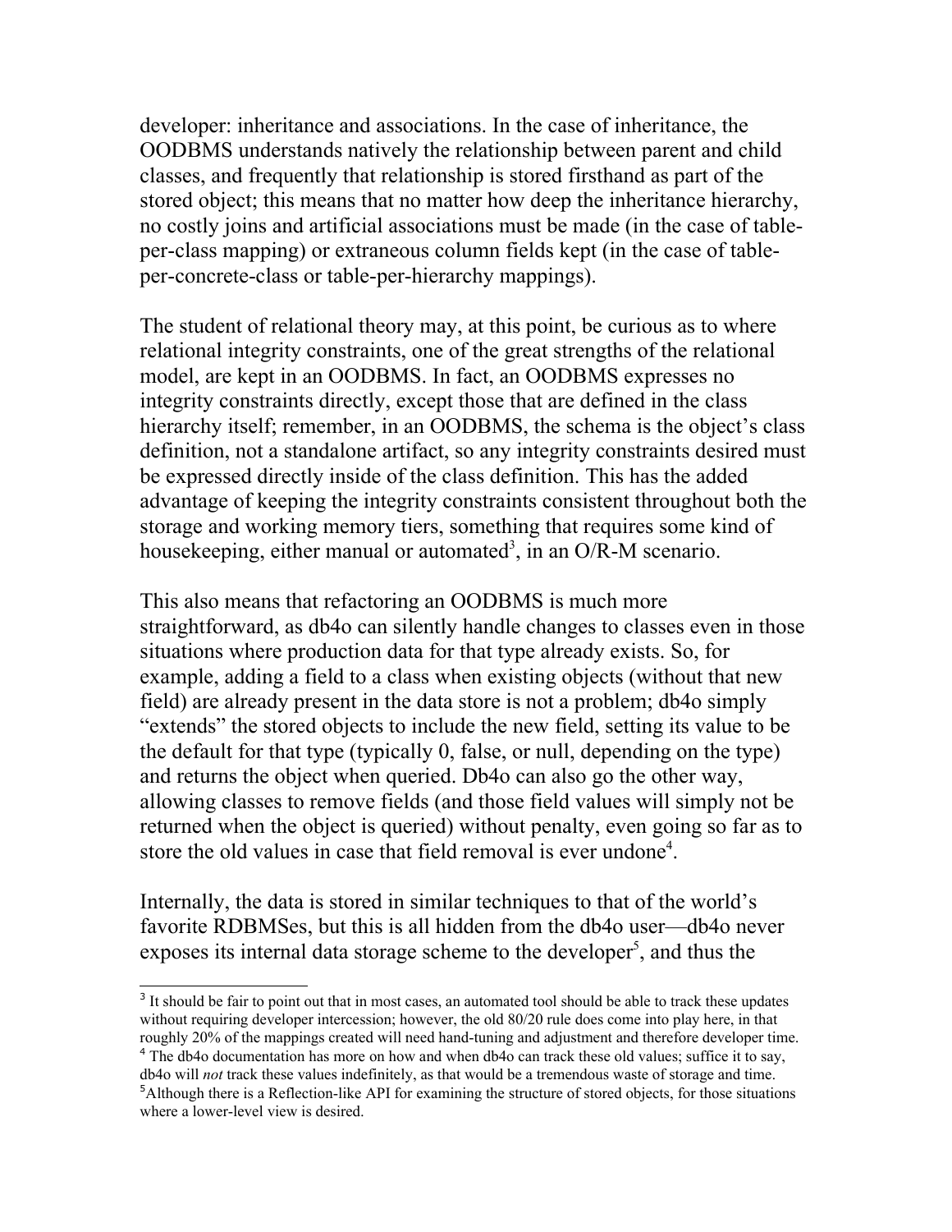developer: inheritance and associations. In the case of inheritance, the OODBMS understands natively the relationship between parent and child classes, and frequently that relationship is stored firsthand as part of the stored object; this means that no matter how deep the inheritance hierarchy, no costly joins and artificial associations must be made (in the case of table-per-class mapping) or extraneous column fields kept (in the case of table-per-concrete-class or table-per-hierarchy mappings).

The student of relational theory may, at this point, be curious as to where relational integrity constraints, one of the great strengths of the relational model, are kept in an OODBMS. In fact, an OODBMS expresses no integrity constraints directly, except those that are defined in the class hierarchy itself; remember, in an OODBMS, the schema is the object's class definition, not a standalone artifact, so any integrity constraints desired must be expressed directly inside of the class definition. This has the added advantage of keeping the integrity constraints consistent throughout both the storage and working memory tiers, something that requires some kind of housekeeping, either manual or automated[3], in an O/R-M scenario.

This also means that refactoring an OODBMS is much more straightforward, as db4o can silently handle changes to classes even in those situations where production data for that type already exists. So, for example, adding a field to a class when existing objects (without that new field) are already present in the data store is not a problem; db4o simply "extends" the stored objects to include the new field, setting its value to be the default for that type (typically 0, false, or null, depending on the type) and returns the object when queried. Db4o can also go the other way, allowing classes to remove fields (and those field values will simply not be returned when the object is queried) without penalty, even going so far as to store the old values in case that field removal is ever undone[4].

Internally, the data is stored in similar techniques to that of the world's favorite RDBMSes, but this is all hidden from the db4o user—db4o never exposes its internal data storage scheme to the developer[5], and thus the

---

[3] It should be fair to point out that in most cases, an automated tool should be able to track these updates without requiring developer intercession; however, the old 80/20 rule does come into play here, in that roughly 20% of the mappings created will need hand-tuning and adjustment and therefore developer time.

[4] The db4o documentation has more on how and when db4o can track these old values; suffice it to say, db4o will *not* track these values indefinitely, as that would be a tremendous waste of storage and time.

[5] Although there is a Reflection-like API for examining the structure of stored objects, for those situations where a lower-level view is desired.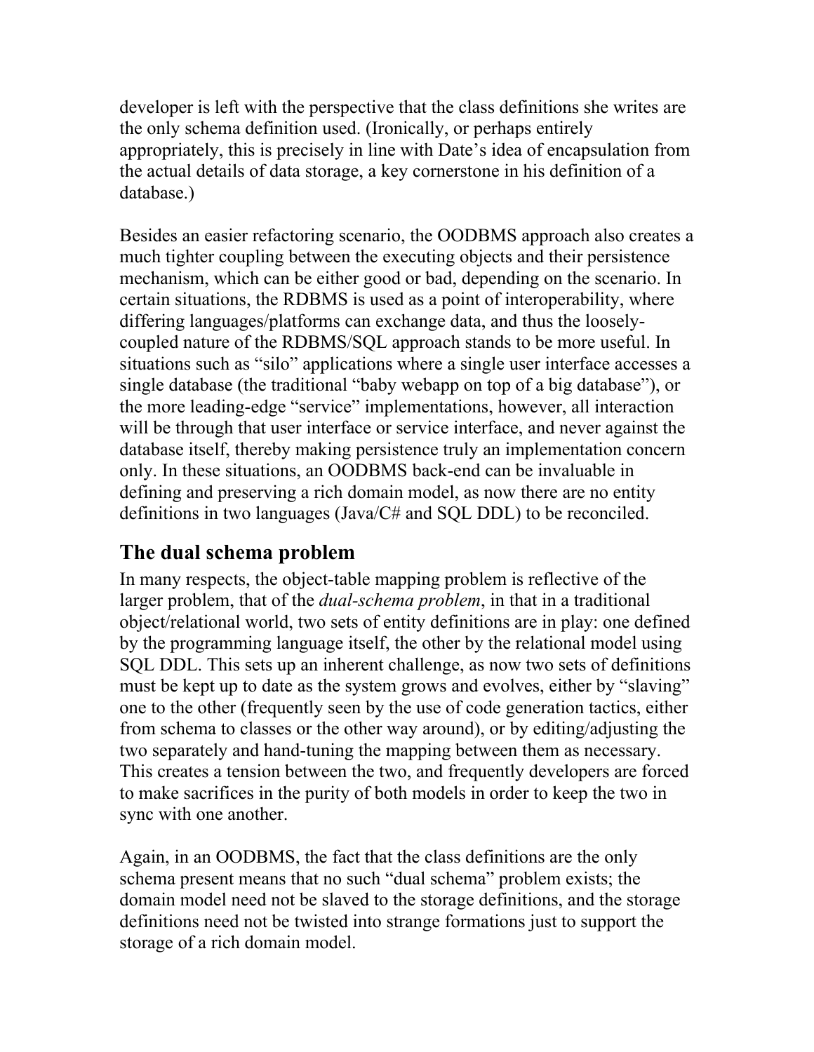developer is left with the perspective that the class definitions she writes are the only schema definition used. (Ironically, or perhaps entirely appropriately, this is precisely in line with Date's idea of encapsulation from the actual details of data storage, a key cornerstone in his definition of a database.)

Besides an easier refactoring scenario, the OODBMS approach also creates a much tighter coupling between the executing objects and their persistence mechanism, which can be either good or bad, depending on the scenario. In certain situations, the RDBMS is used as a point of interoperability, where differing languages/platforms can exchange data, and thus the loosely-coupled nature of the RDBMS/SQL approach stands to be more useful. In situations such as "silo" applications where a single user interface accesses a single database (the traditional "baby webapp on top of a big database"), or the more leading-edge "service" implementations, however, all interaction will be through that user interface or service interface, and never against the database itself, thereby making persistence truly an implementation concern only. In these situations, an OODBMS back-end can be invaluable in defining and preserving a rich domain model, as now there are no entity definitions in two languages (Java/C# and SQL DDL) to be reconciled.

## The dual schema problem

In many respects, the object-table mapping problem is reflective of the larger problem, that of the *dual-schema problem*, in that in a traditional object/relational world, two sets of entity definitions are in play: one defined by the programming language itself, the other by the relational model using SQL DDL. This sets up an inherent challenge, as now two sets of definitions must be kept up to date as the system grows and evolves, either by "slaving" one to the other (frequently seen by the use of code generation tactics, either from schema to classes or the other way around), or by editing/adjusting the two separately and hand-tuning the mapping between them as necessary. This creates a tension between the two, and frequently developers are forced to make sacrifices in the purity of both models in order to keep the two in sync with one another.

Again, in an OODBMS, the fact that the class definitions are the only schema present means that no such "dual schema" problem exists; the domain model need not be slaved to the storage definitions, and the storage definitions need not be twisted into strange formations just to support the storage of a rich domain model.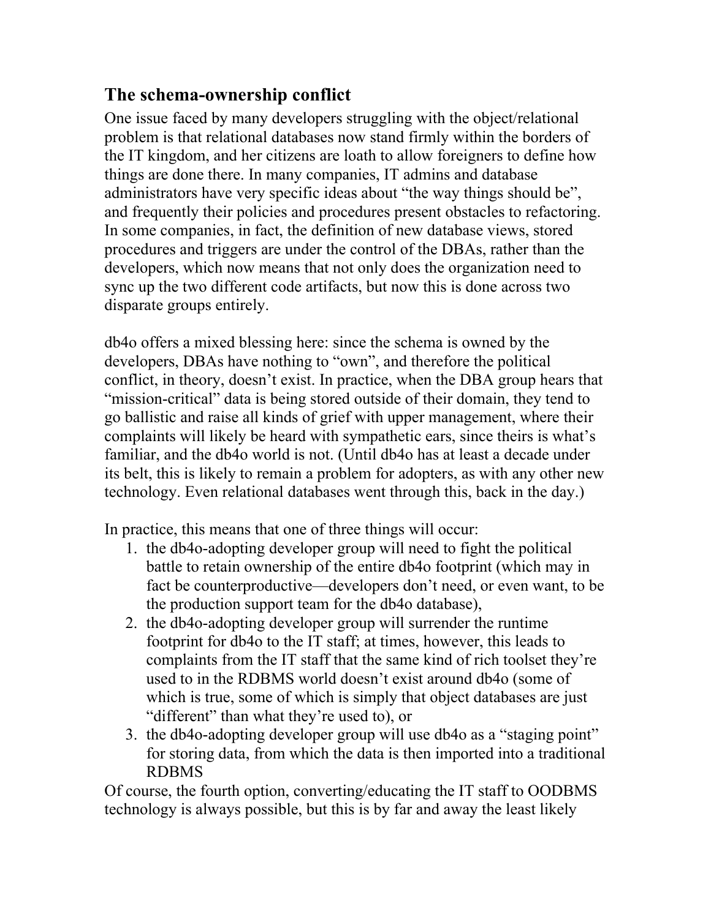## The schema-ownership conflict

One issue faced by many developers struggling with the object/relational problem is that relational databases now stand firmly within the borders of the IT kingdom, and her citizens are loath to allow foreigners to define how things are done there. In many companies, IT admins and database administrators have very specific ideas about "the way things should be", and frequently their policies and procedures present obstacles to refactoring. In some companies, in fact, the definition of new database views, stored procedures and triggers are under the control of the DBAs, rather than the developers, which now means that not only does the organization need to sync up the two different code artifacts, but now this is done across two disparate groups entirely.

db4o offers a mixed blessing here: since the schema is owned by the developers, DBAs have nothing to "own", and therefore the political conflict, in theory, doesn't exist. In practice, when the DBA group hears that "mission-critical" data is being stored outside of their domain, they tend to go ballistic and raise all kinds of grief with upper management, where their complaints will likely be heard with sympathetic ears, since theirs is what's familiar, and the db4o world is not. (Until db4o has at least a decade under its belt, this is likely to remain a problem for adopters, as with any other new technology. Even relational databases went through this, back in the day.)

In practice, this means that one of three things will occur:

1. the db4o-adopting developer group will need to fight the political battle to retain ownership of the entire db4o footprint (which may in fact be counterproductive—developers don't need, or even want, to be the production support team for the db4o database),
2. the db4o-adopting developer group will surrender the runtime footprint for db4o to the IT staff; at times, however, this leads to complaints from the IT staff that the same kind of rich toolset they're used to in the RDBMS world doesn't exist around db4o (some of which is true, some of which is simply that object databases are just "different" than what they're used to), or
3. the db4o-adopting developer group will use db4o as a "staging point" for storing data, from which the data is then imported into a traditional RDBMS

Of course, the fourth option, converting/educating the IT staff to OODBMS technology is always possible, but this is by far and away the least likely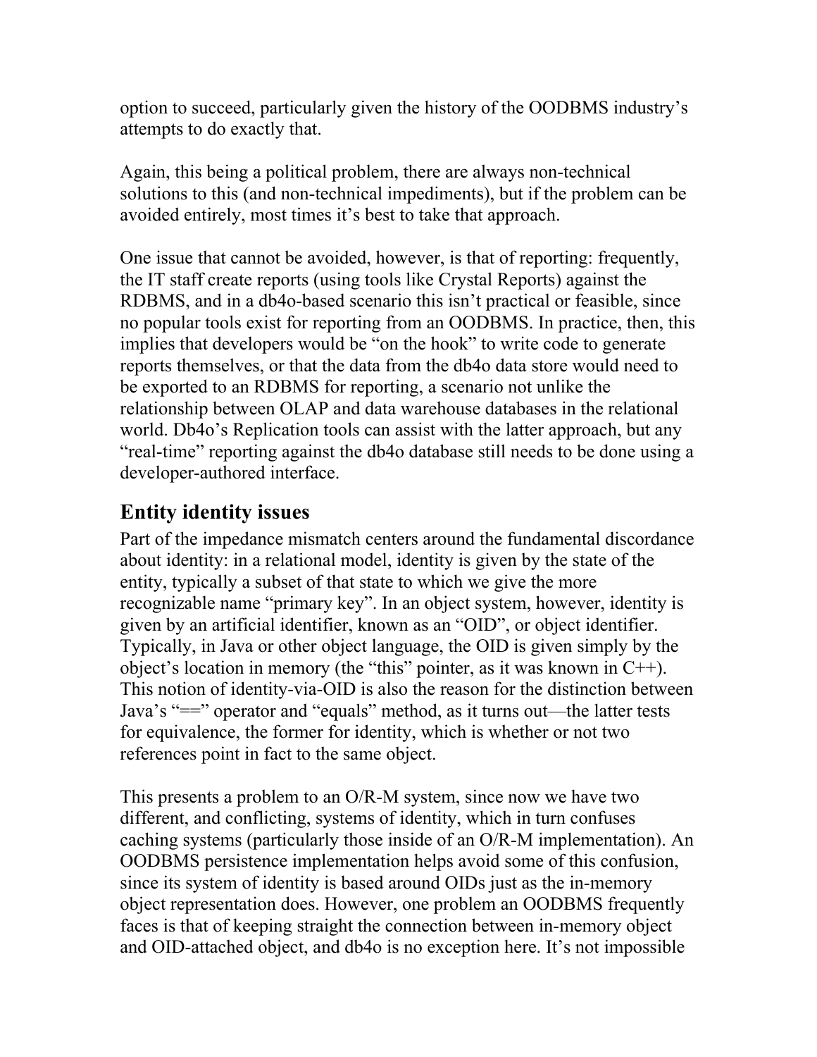option to succeed, particularly given the history of the OODBMS industry's attempts to do exactly that.

Again, this being a political problem, there are always non-technical solutions to this (and non-technical impediments), but if the problem can be avoided entirely, most times it's best to take that approach.

One issue that cannot be avoided, however, is that of reporting: frequently, the IT staff create reports (using tools like Crystal Reports) against the RDBMS, and in a db4o-based scenario this isn't practical or feasible, since no popular tools exist for reporting from an OODBMS. In practice, then, this implies that developers would be "on the hook" to write code to generate reports themselves, or that the data from the db4o data store would need to be exported to an RDBMS for reporting, a scenario not unlike the relationship between OLAP and data warehouse databases in the relational world. Db4o's Replication tools can assist with the latter approach, but any "real-time" reporting against the db4o database still needs to be done using a developer-authored interface.

## Entity identity issues

Part of the impedance mismatch centers around the fundamental discordance about identity: in a relational model, identity is given by the state of the entity, typically a subset of that state to which we give the more recognizable name "primary key". In an object system, however, identity is given by an artificial identifier, known as an "OID", or object identifier. Typically, in Java or other object language, the OID is given simply by the object's location in memory (the "this" pointer, as it was known in C++). This notion of identity-via-OID is also the reason for the distinction between Java's "==" operator and "equals" method, as it turns out—the latter tests for equivalence, the former for identity, which is whether or not two references point in fact to the same object.

This presents a problem to an O/R-M system, since now we have two different, and conflicting, systems of identity, which in turn confuses caching systems (particularly those inside of an O/R-M implementation). An OODBMS persistence implementation helps avoid some of this confusion, since its system of identity is based around OIDs just as the in-memory object representation does. However, one problem an OODBMS frequently faces is that of keeping straight the connection between in-memory object and OID-attached object, and db4o is no exception here. It's not impossible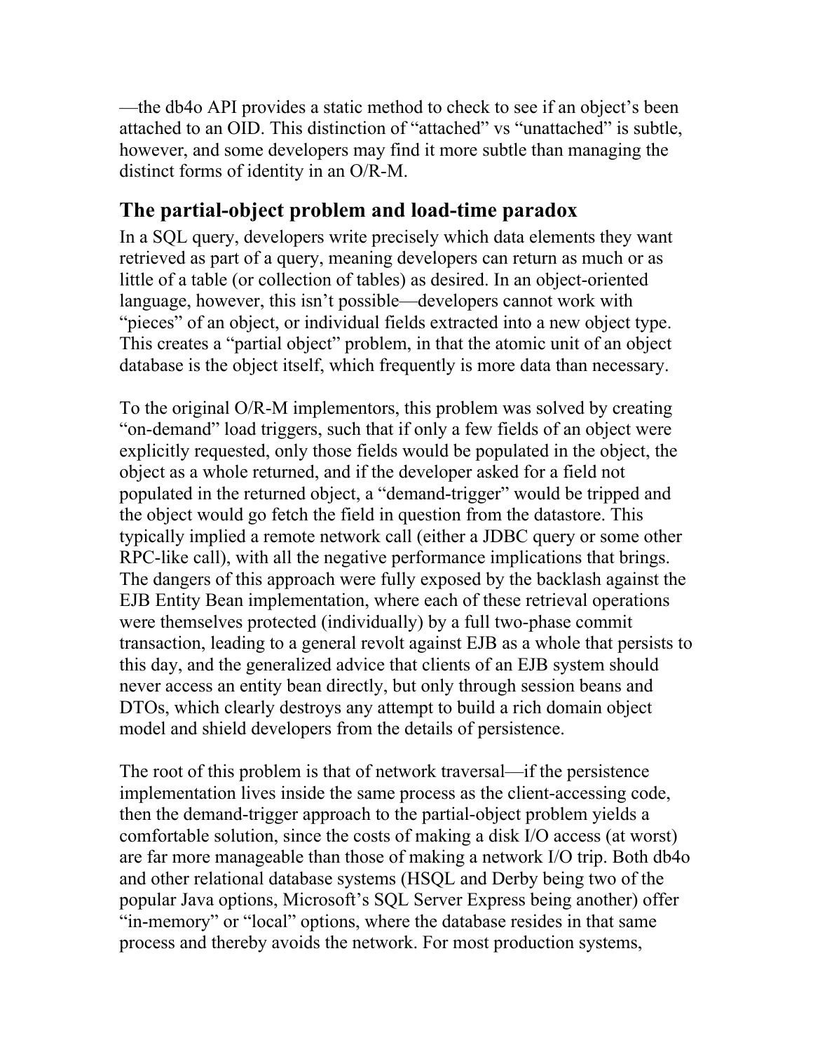—the db4o API provides a static method to check to see if an object's been attached to an OID. This distinction of "attached" vs "unattached" is subtle, however, and some developers may find it more subtle than managing the distinct forms of identity in an O/R-M.

## The partial-object problem and load-time paradox

In a SQL query, developers write precisely which data elements they want retrieved as part of a query, meaning developers can return as much or as little of a table (or collection of tables) as desired. In an object-oriented language, however, this isn't possible—developers cannot work with "pieces" of an object, or individual fields extracted into a new object type. This creates a "partial object" problem, in that the atomic unit of an object database is the object itself, which frequently is more data than necessary.

To the original O/R-M implementors, this problem was solved by creating "on-demand" load triggers, such that if only a few fields of an object were explicitly requested, only those fields would be populated in the object, the object as a whole returned, and if the developer asked for a field not populated in the returned object, a "demand-trigger" would be tripped and the object would go fetch the field in question from the datastore. This typically implied a remote network call (either a JDBC query or some other RPC-like call), with all the negative performance implications that brings. The dangers of this approach were fully exposed by the backlash against the EJB Entity Bean implementation, where each of these retrieval operations were themselves protected (individually) by a full two-phase commit transaction, leading to a general revolt against EJB as a whole that persists to this day, and the generalized advice that clients of an EJB system should never access an entity bean directly, but only through session beans and DTOs, which clearly destroys any attempt to build a rich domain object model and shield developers from the details of persistence.

The root of this problem is that of network traversal—if the persistence implementation lives inside the same process as the client-accessing code, then the demand-trigger approach to the partial-object problem yields a comfortable solution, since the costs of making a disk I/O access (at worst) are far more manageable than those of making a network I/O trip. Both db4o and other relational database systems (HSQL and Derby being two of the popular Java options, Microsoft's SQL Server Express being another) offer "in-memory" or "local" options, where the database resides in that same process and thereby avoids the network. For most production systems,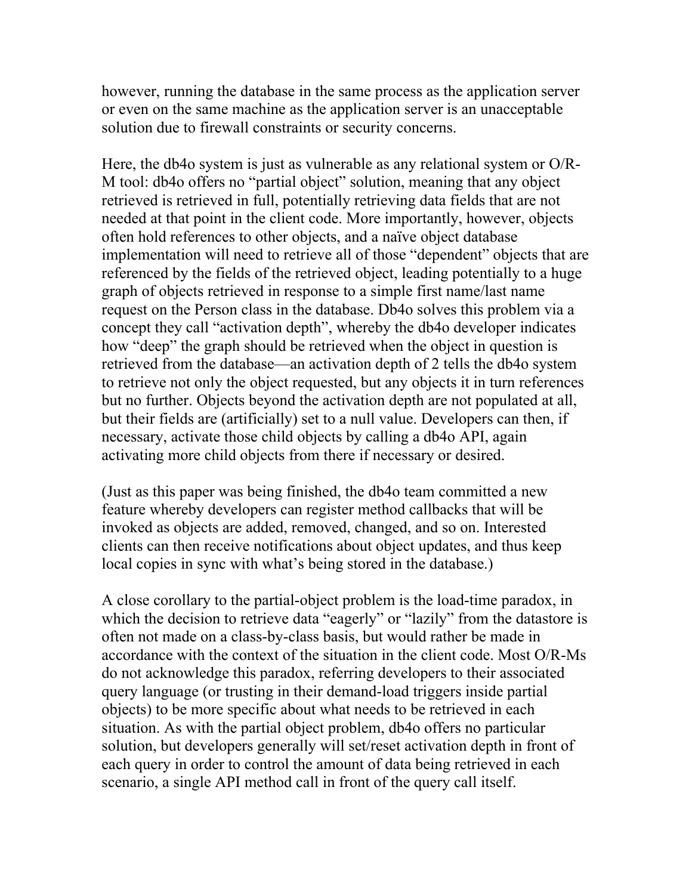however, running the database in the same process as the application server or even on the same machine as the application server is an unacceptable solution due to firewall constraints or security concerns.

Here, the db4o system is just as vulnerable as any relational system or O/R-M tool: db4o offers no “partial object” solution, meaning that any object retrieved is retrieved in full, potentially retrieving data fields that are not needed at that point in the client code. More importantly, however, objects often hold references to other objects, and a naïve object database implementation will need to retrieve all of those “dependent” objects that are referenced by the fields of the retrieved object, leading potentially to a huge graph of objects retrieved in response to a simple first name/last name request on the Person class in the database. Db4o solves this problem via a concept they call “activation depth”, whereby the db4o developer indicates how “deep” the graph should be retrieved when the object in question is retrieved from the database—an activation depth of 2 tells the db4o system to retrieve not only the object requested, but any objects it in turn references but no further. Objects beyond the activation depth are not populated at all, but their fields are (artificially) set to a null value. Developers can then, if necessary, activate those child objects by calling a db4o API, again activating more child objects from there if necessary or desired.

(Just as this paper was being finished, the db4o team committed a new feature whereby developers can register method callbacks that will be invoked as objects are added, removed, changed, and so on. Interested clients can then receive notifications about object updates, and thus keep local copies in sync with what’s being stored in the database.)

A close corollary to the partial-object problem is the load-time paradox, in which the decision to retrieve data “eagerly” or “lazily” from the datastore is often not made on a class-by-class basis, but would rather be made in accordance with the context of the situation in the client code. Most O/R-Ms do not acknowledge this paradox, referring developers to their associated query language (or trusting in their demand-load triggers inside partial objects) to be more specific about what needs to be retrieved in each situation. As with the partial object problem, db4o offers no particular solution, but developers generally will set/reset activation depth in front of each query in order to control the amount of data being retrieved in each scenario, a single API method call in front of the query call itself.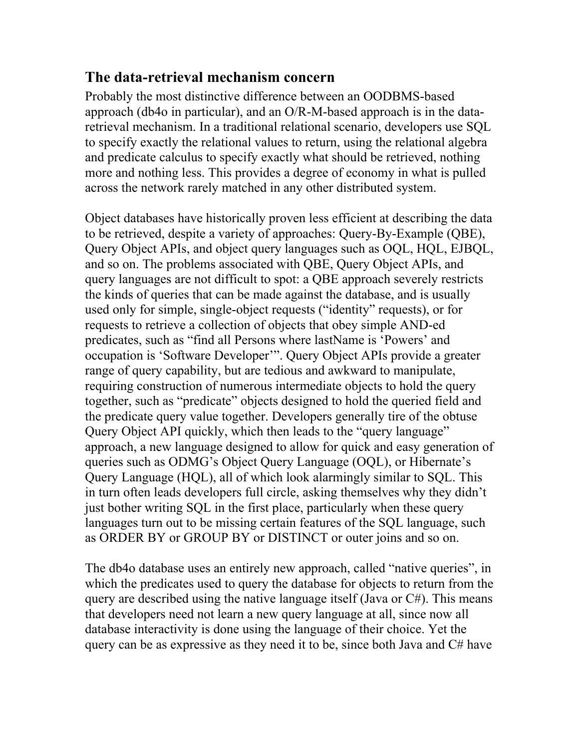## The data-retrieval mechanism concern

Probably the most distinctive difference between an OODBMS-based approach (db4o in particular), and an O/R-M-based approach is in the data-retrieval mechanism. In a traditional relational scenario, developers use SQL to specify exactly the relational values to return, using the relational algebra and predicate calculus to specify exactly what should be retrieved, nothing more and nothing less. This provides a degree of economy in what is pulled across the network rarely matched in any other distributed system.

Object databases have historically proven less efficient at describing the data to be retrieved, despite a variety of approaches: Query-By-Example (QBE), Query Object APIs, and object query languages such as OQL, HQL, EJBQL, and so on. The problems associated with QBE, Query Object APIs, and query languages are not difficult to spot: a QBE approach severely restricts the kinds of queries that can be made against the database, and is usually used only for simple, single-object requests ("identity" requests), or for requests to retrieve a collection of objects that obey simple AND-ed predicates, such as "find all Persons where lastName is 'Powers' and occupation is 'Software Developer'". Query Object APIs provide a greater range of query capability, but are tedious and awkward to manipulate, requiring construction of numerous intermediate objects to hold the query together, such as "predicate" objects designed to hold the queried field and the predicate query value together. Developers generally tire of the obtuse Query Object API quickly, which then leads to the "query language" approach, a new language designed to allow for quick and easy generation of queries such as ODMG's Object Query Language (OQL), or Hibernate's Query Language (HQL), all of which look alarmingly similar to SQL. This in turn often leads developers full circle, asking themselves why they didn't just bother writing SQL in the first place, particularly when these query languages turn out to be missing certain features of the SQL language, such as ORDER BY or GROUP BY or DISTINCT or outer joins and so on.

The db4o database uses an entirely new approach, called "native queries", in which the predicates used to query the database for objects to return from the query are described using the native language itself (Java or C#). This means that developers need not learn a new query language at all, since now all database interactivity is done using the language of their choice. Yet the query can be as expressive as they need it to be, since both Java and C# have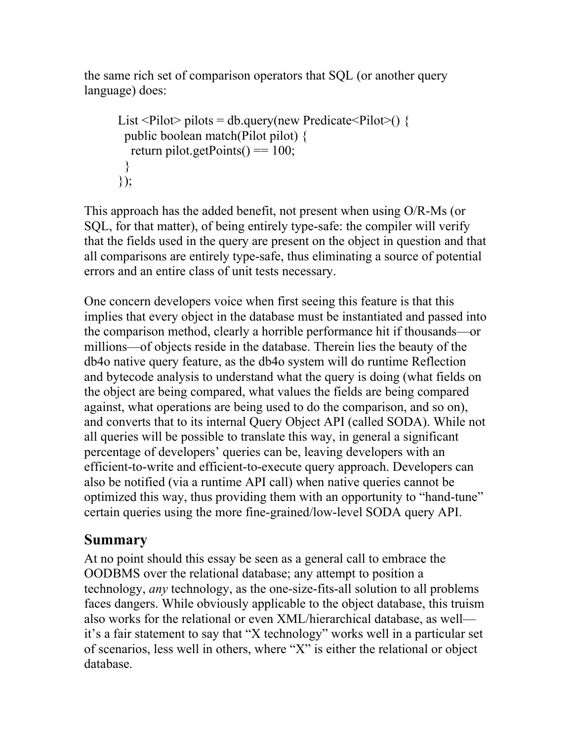the same rich set of comparison operators that SQL (or another query language) does:

```
List <Pilot> pilots = db.query(new Predicate<Pilot>() {
  public boolean match(Pilot pilot) {
    return pilot.getPoints() == 100;
  }
});
```

This approach has the added benefit, not present when using O/R-Ms (or SQL, for that matter), of being entirely type-safe: the compiler will verify that the fields used in the query are present on the object in question and that all comparisons are entirely type-safe, thus eliminating a source of potential errors and an entire class of unit tests necessary.

One concern developers voice when first seeing this feature is that this implies that every object in the database must be instantiated and passed into the comparison method, clearly a horrible performance hit if thousands—or millions—of objects reside in the database. Therein lies the beauty of the db4o native query feature, as the db4o system will do runtime Reflection and bytecode analysis to understand what the query is doing (what fields on the object are being compared, what values the fields are being compared against, what operations are being used to do the comparison, and so on), and converts that to its internal Query Object API (called SODA). While not all queries will be possible to translate this way, in general a significant percentage of developers' queries can be, leaving developers with an efficient-to-write and efficient-to-execute query approach. Developers can also be notified (via a runtime API call) when native queries cannot be optimized this way, thus providing them with an opportunity to "hand-tune" certain queries using the more fine-grained/low-level SODA query API.

## Summary

At no point should this essay be seen as a general call to embrace the OODBMS over the relational database; any attempt to position a technology, *any* technology, as the one-size-fits-all solution to all problems faces dangers. While obviously applicable to the object database, this truism also works for the relational or even XML/hierarchical database, as well—it's a fair statement to say that "X technology" works well in a particular set of scenarios, less well in others, where "X" is either the relational or object database.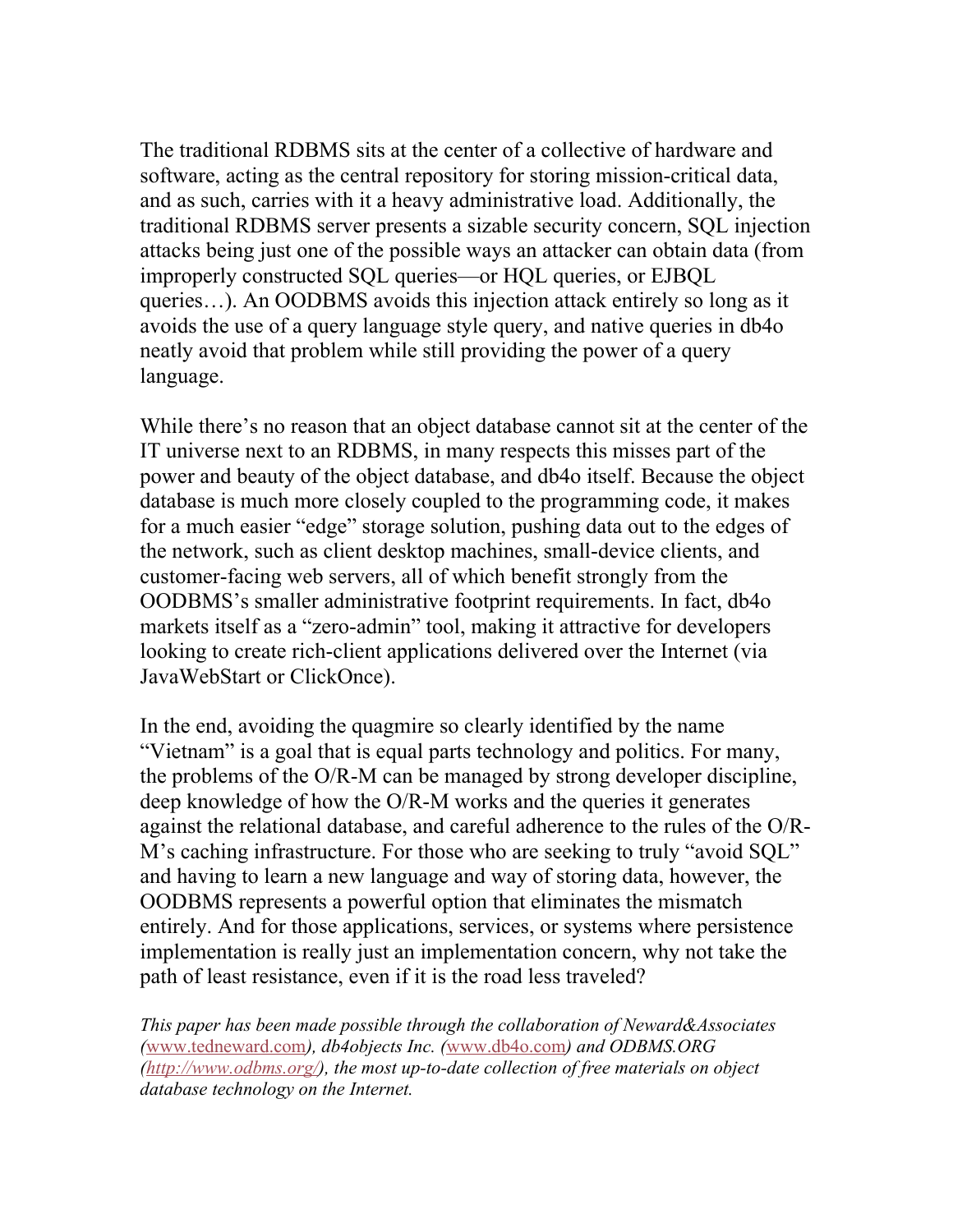The traditional RDBMS sits at the center of a collective of hardware and software, acting as the central repository for storing mission-critical data, and as such, carries with it a heavy administrative load. Additionally, the traditional RDBMS server presents a sizable security concern, SQL injection attacks being just one of the possible ways an attacker can obtain data (from improperly constructed SQL queries—or HQL queries, or EJBQL queries…). An OODBMS avoids this injection attack entirely so long as it avoids the use of a query language style query, and native queries in db4o neatly avoid that problem while still providing the power of a query language.

While there's no reason that an object database cannot sit at the center of the IT universe next to an RDBMS, in many respects this misses part of the power and beauty of the object database, and db4o itself. Because the object database is much more closely coupled to the programming code, it makes for a much easier "edge" storage solution, pushing data out to the edges of the network, such as client desktop machines, small-device clients, and customer-facing web servers, all of which benefit strongly from the OODBMS's smaller administrative footprint requirements. In fact, db4o markets itself as a "zero-admin" tool, making it attractive for developers looking to create rich-client applications delivered over the Internet (via JavaWebStart or ClickOnce).

In the end, avoiding the quagmire so clearly identified by the name "Vietnam" is a goal that is equal parts technology and politics. For many, the problems of the O/R-M can be managed by strong developer discipline, deep knowledge of how the O/R-M works and the queries it generates against the relational database, and careful adherence to the rules of the O/R-M's caching infrastructure. For those who are seeking to truly "avoid SQL" and having to learn a new language and way of storing data, however, the OODBMS represents a powerful option that eliminates the mismatch entirely. And for those applications, services, or systems where persistence implementation is really just an implementation concern, why not take the path of least resistance, even if it is the road less traveled?

*This paper has been made possible through the collaboration of Neward&Associates (www.tedneward.com), db4objects Inc. (www.db4o.com) and ODBMS.ORG (http://www.odbms.org/), the most up-to-date collection of free materials on object database technology on the Internet.*